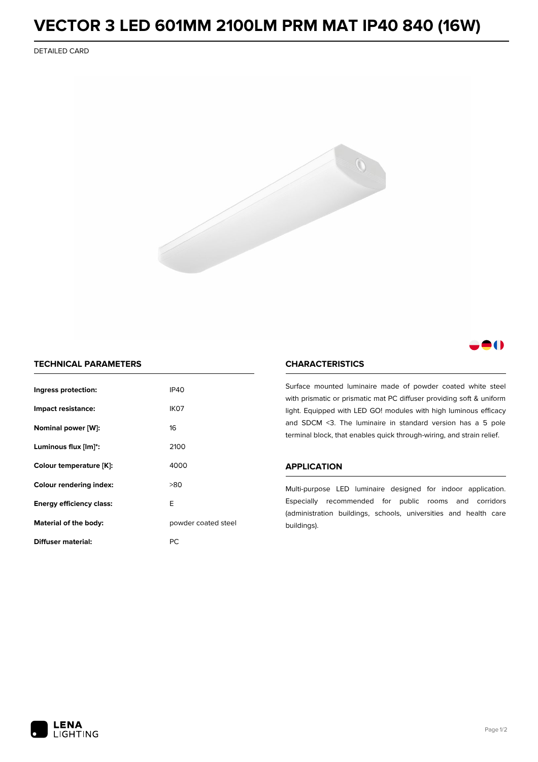# VECTOR 3 LED 601MM 2100LM PRM MAT IP40 840 (16W)

DETAILED CARD

## TECHNICAL PARAMETERS

| | |
|---|---|
| **Ingress protection:** | IP40 |
| **Impact resistance:** | IK07 |
| **Nominal power [W]:** | 16 |
| **Luminous flux [lm]*:** | 2100 |
| **Colour temperature [K]:** | 4000 |
| **Colour rendering index:** | >80 |
| **Energy efficiency class:** | E |
| **Material of the body:** | powder coated steel |
| **Diffuser material:** | PC |

## CHARACTERISTICS

Surface mounted luminaire made of powder coated white steel with prismatic or prismatic mat PC diffuser providing soft & uniform light. Equipped with LED GO! modules with high luminous efficacy and SDCM <3. The luminaire in standard version has a 5 pole terminal block, that enables quick through-wiring, and strain relief.

## APPLICATION

Multi-purpose LED luminaire designed for indoor application. Especially recommended for public rooms and corridors (administration buildings, schools, universities and health care buildings).

LENA LIGHTING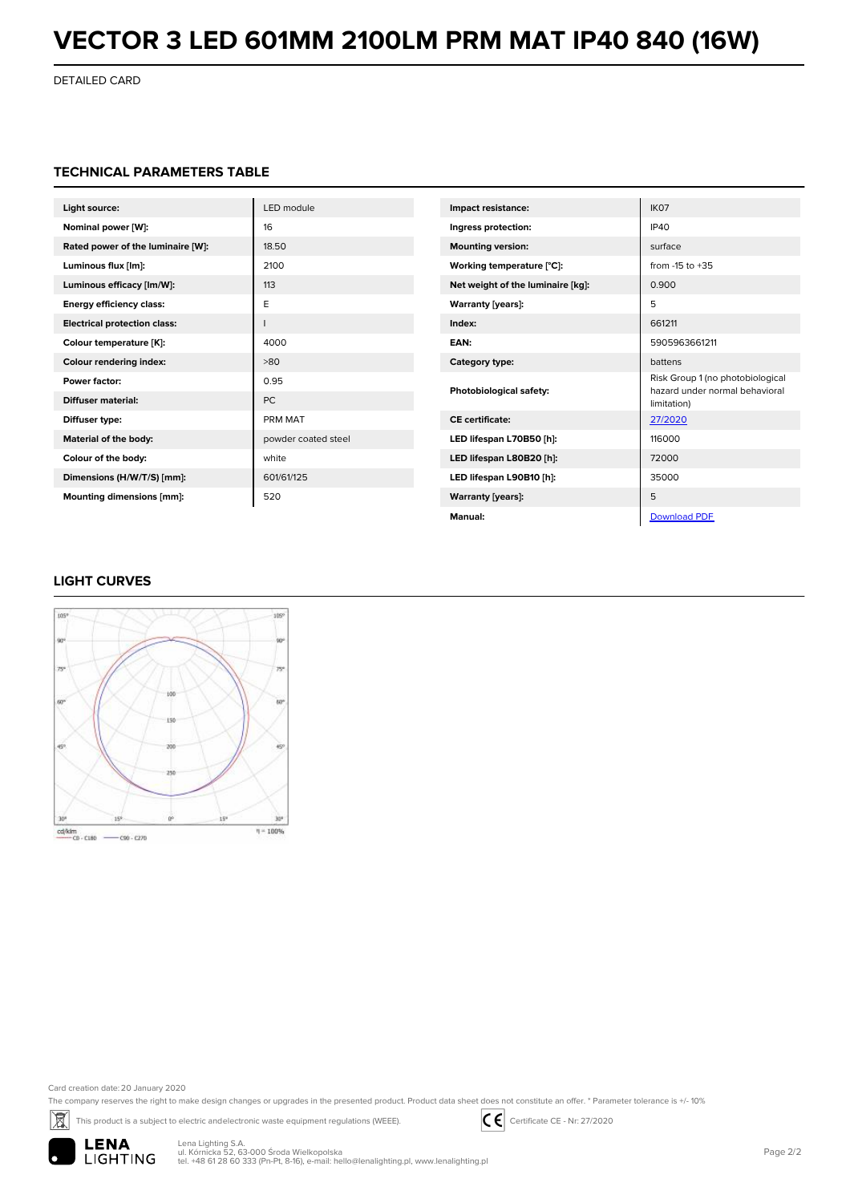# VECTOR 3 LED 601MM 2100LM PRM MAT IP40 840 (16W)

DETAILED CARD

## TECHNICAL PARAMETERS TABLE

| | |
|---|---|
| **Light source:** | LED module |
| **Nominal power [W]:** | 16 |
| **Rated power of the luminaire [W]:** | 18.50 |
| **Luminous flux [lm]:** | 2100 |
| **Luminous efficacy [lm/W]:** | 113 |
| **Energy efficiency class:** | E |
| **Electrical protection class:** | I |
| **Colour temperature [K]:** | 4000 |
| **Colour rendering index:** | >80 |
| **Power factor:** | 0.95 |
| **Diffuser material:** | PC |
| **Diffuser type:** | PRM MAT |
| **Material of the body:** | powder coated steel |
| **Colour of the body:** | white |
| **Dimensions (H/W/T/S) [mm]:** | 601/61/125 |
| **Mounting dimensions [mm]:** | 520 |
| **Impact resistance:** | IK07 |
| **Ingress protection:** | IP40 |
| **Mounting version:** | surface |
| **Working temperature [°C]:** | from -15 to +35 |
| **Net weight of the luminaire [kg]:** | 0.900 |
| **Warranty [years]:** | 5 |
| **Index:** | 661211 |
| **EAN:** | 5905963661211 |
| **Category type:** | battens |
| **Photobiological safety:** | Risk Group 1 (no photobiological hazard under normal behavioral limitation) |
| **CE certificate:** | 27/2020 |
| **LED lifespan L70B50 [h]:** | 116000 |
| **LED lifespan L80B20 [h]:** | 72000 |
| **LED lifespan L90B10 [h]:** | 35000 |
| **Warranty [years]:** | 5 |
| **Manual:** | Download PDF |

## LIGHT CURVES

105° 105°
90° 90°
75° 75°
60° 60°
45° 45°
30° 15° 0° 15° 30°
100
150
200
250
cd/klm
C0 - C180 C90 - C270
η = 100%

Card creation date: 20 January 2020

The company reserves the right to make design changes or upgrades in the presented product. Product data sheet does not constitute an offer. * Parameter tolerance is +/- 10%

This product is a subject to electric andelectronic waste equipment regulations (WEEE).

Certificate CE - Nr: 27/2020

LENA LIGHTING

Lena Lighting S.A.
ul. Kórnicka 52, 63-000 Środa Wielkopolska
tel. +48 61 28 60 333 (Pn-Pt, 8-16), e-mail: hello@lenalighting.pl, www.lenalighting.pl